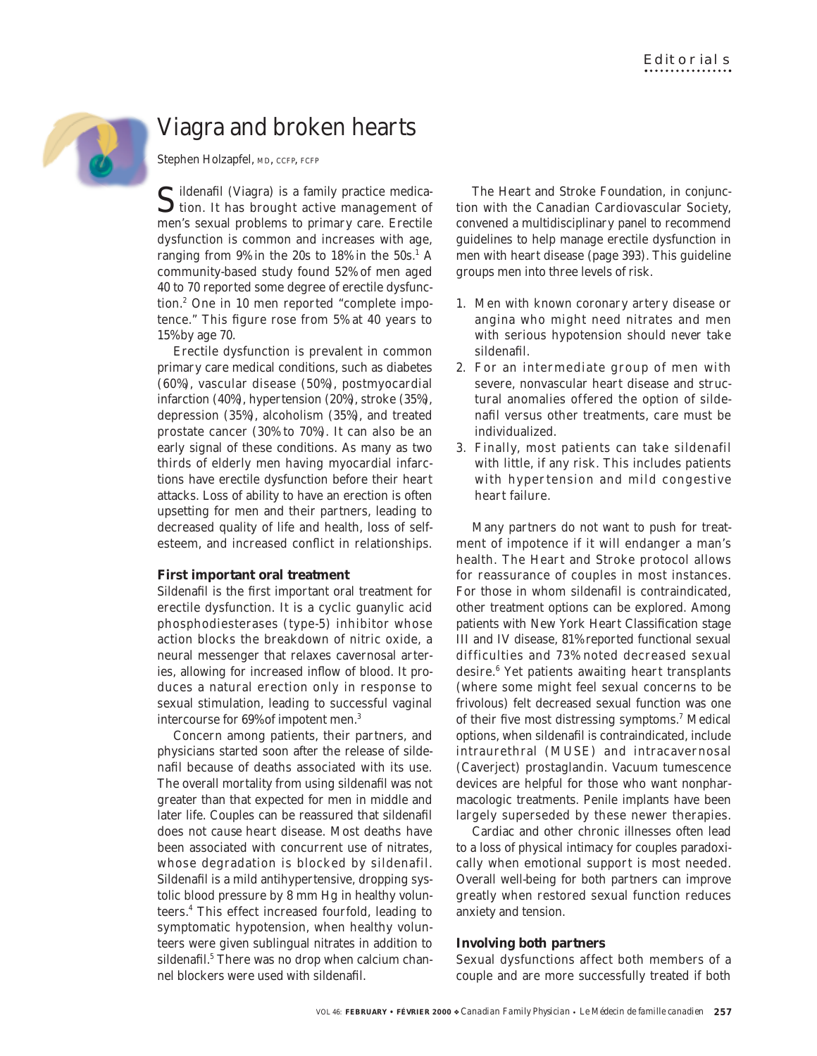# Viagra and broken hearts

Stephen Holzapfel, MD, CCFP, FCFP

Sildenafil (Viagra) is a family practice medication. It has brought active management of men's sexual problems to primary care. Erectile dysfunction is common and increases with age, ranging from 9% in the 20s to 18% in the 50s.[1] A community-based study found 52% of men aged 40 to 70 reported some degree of erectile dysfunction.[2] One in 10 men reported "complete impotence." This figure rose from 5% at 40 years to 15% by age 70.

Erectile dysfunction is prevalent in common primary care medical conditions, such as diabetes (60%), vascular disease (50%), postmyocardial infarction (40%), hypertension (20%), stroke (35%), depression (35%), alcoholism (35%), and treated prostate cancer (30% to 70%). It can also be an early signal of these conditions. As many as two thirds of elderly men having myocardial infarctions have erectile dysfunction before their heart attacks. Loss of ability to have an erection is often upsetting for men and their partners, leading to decreased quality of life and health, loss of self-esteem, and increased conflict in relationships.

### First important oral treatment

Sildenafil is the first important oral treatment for erectile dysfunction. It is a cyclic guanylic acid phosphodiesterases (type-5) inhibitor whose action blocks the breakdown of nitric oxide, a neural messenger that relaxes cavernosal arteries, allowing for increased inflow of blood. It produces a natural erection only in response to sexual stimulation, leading to successful vaginal intercourse for 69% of impotent men.[3]

Concern among patients, their partners, and physicians started soon after the release of sildenafil because of deaths associated with its use. The overall mortality from using sildenafil was not greater than that expected for men in middle and later life. Couples can be reassured that sildenafil does not *cause* heart disease. Most deaths have been associated with concurrent use of nitrates, whose degradation is blocked by sildenafil. Sildenafil is a mild antihypertensive, dropping systolic blood pressure by 8 mm Hg in healthy volunteers.[4] This effect increased fourfold, leading to symptomatic hypotension, when healthy volunteers were given sublingual nitrates in addition to sildenafil.[5] There was no drop when calcium channel blockers were used with sildenafil.

The Heart and Stroke Foundation, in conjunction with the Canadian Cardiovascular Society, convened a multidisciplinary panel to recommend guidelines to help manage erectile dysfunction in men with heart disease (page 393). This guideline groups men into three levels of risk.

1. Men with known coronary artery disease or angina who might need nitrates and men with serious hypotension should never take sildenafil.
2. For an intermediate group of men with severe, nonvascular heart disease and structural anomalies offered the option of sildenafil versus other treatments, care must be individualized.
3. Finally, most patients can take sildenafil with little, if any risk. This includes patients with hypertension and mild congestive heart failure.

Many partners do not want to push for treatment of impotence if it will endanger a man's health. The Heart and Stroke protocol allows for reassurance of couples in most instances. For those in whom sildenafil is contraindicated, other treatment options can be explored. Among patients with New York Heart Classification stage III and IV disease, 81% reported functional sexual difficulties and 73% noted decreased sexual desire.[6] Yet patients awaiting heart transplants (where some might feel sexual concerns to be frivolous) felt decreased sexual function was one of their five most distressing symptoms.[7] Medical options, when sildenafil is contraindicated, include intraurethral (MUSE) and intracavernosal (Caverject) prostaglandin. Vacuum tumescence devices are helpful for those who want nonpharmacologic treatments. Penile implants have been largely superseded by these newer therapies.

Cardiac and other chronic illnesses often lead to a loss of physical intimacy for couples paradoxically when emotional support is most needed. Overall well-being for both partners can improve greatly when restored sexual function reduces anxiety and tension.

### Involving both partners

Sexual dysfunctions affect both members of a couple and are more successfully treated if both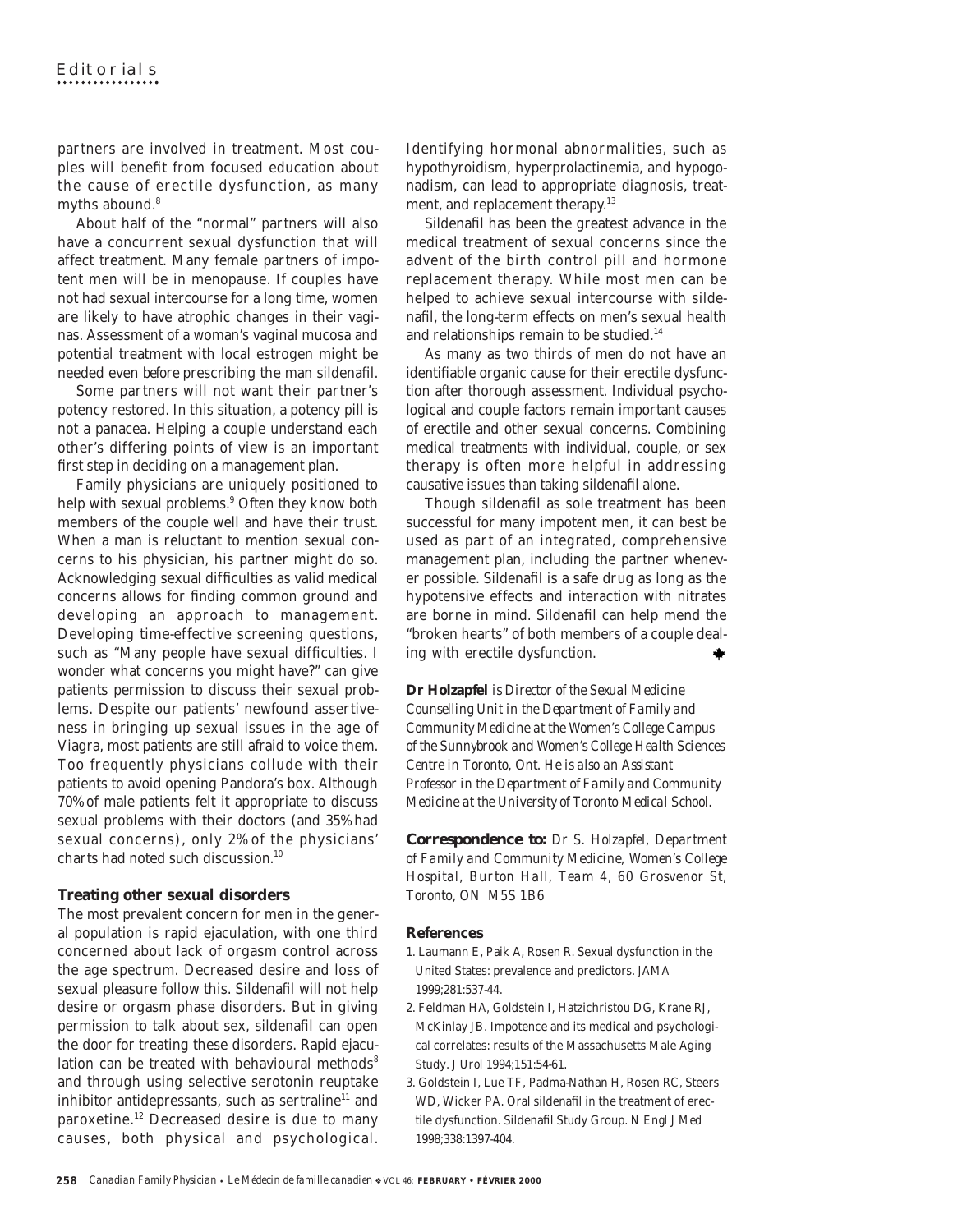partners are involved in treatment. Most couples will benefit from focused education about the cause of erectile dysfunction, as many myths abound.[8]

About half of the "normal" partners will also have a concurrent sexual dysfunction that will affect treatment. Many female partners of impotent men will be in menopause. If couples have not had sexual intercourse for a long time, women are likely to have atrophic changes in their vaginas. Assessment of a woman's vaginal mucosa and potential treatment with local estrogen might be needed even *before* prescribing the man sildenafil.

Some partners will not want their partner's potency restored. In this situation, a potency pill is not a panacea. Helping a couple understand each other's differing points of view is an important first step in deciding on a management plan.

Family physicians are uniquely positioned to help with sexual problems.[9] Often they know both members of the couple well and have their trust. When a man is reluctant to mention sexual concerns to his physician, his partner might do so. Acknowledging sexual difficulties as valid medical concerns allows for finding common ground and developing an approach to management. Developing time-effective screening questions, such as "Many people have sexual difficulties. I wonder what concerns you might have?" can give patients permission to discuss their sexual problems. Despite our patients' newfound assertiveness in bringing up sexual issues in the age of Viagra, most patients are still afraid to voice them. Too frequently physicians collude with their patients to avoid opening Pandora's box. Although 70% of male patients felt it appropriate to discuss sexual problems with their doctors (and 35% had sexual concerns), only 2% of the physicians' charts had noted such discussion.[10]

### Treating other sexual disorders

The most prevalent concern for men in the general population is rapid ejaculation, with one third concerned about lack of orgasm control across the age spectrum. Decreased desire and loss of sexual pleasure follow this. Sildenafil will not help desire or orgasm phase disorders. But in giving permission to talk about sex, sildenafil can open the door for treating these disorders. Rapid ejaculation can be treated with behavioural methods[8] and through using selective serotonin reuptake inhibitor antidepressants, such as sertraline[11] and paroxetine.[12] Decreased desire is due to many causes, both physical and psychological. Identifying hormonal abnormalities, such as hypothyroidism, hyperprolactinemia, and hypogonadism, can lead to appropriate diagnosis, treatment, and replacement therapy.[13]

Sildenafil has been the greatest advance in the medical treatment of sexual concerns since the advent of the birth control pill and hormone replacement therapy. While most men can be helped to achieve sexual intercourse with sildenafil, the long-term effects on men's sexual health and relationships remain to be studied.[14]

As many as two thirds of men do not have an identifiable organic cause for their erectile dysfunction after thorough assessment. Individual psychological and couple factors remain important causes of erectile and other sexual concerns. Combining medical treatments with individual, couple, or sex therapy is often more helpful in addressing causative issues than taking sildenafil alone.

Though sildenafil as sole treatment has been successful for many impotent men, it can best be used as part of an integrated, comprehensive management plan, including the partner whenever possible. Sildenafil is a safe drug as long as the hypotensive effects and interaction with nitrates are borne in mind. Sildenafil can help mend the "broken hearts" of both members of a couple dealing with erectile dysfunction.

**Dr Holzapfel** *is Director of the Sexual Medicine Counselling Unit in the Department of Family and Community Medicine at the Women's College Campus of the Sunnybrook and Women's College Health Sciences Centre in Toronto, Ont. He is also an Assistant Professor in the Department of Family and Community Medicine at the University of Toronto Medical School.*

**Correspondence to:** *Dr S. Holzapfel, Department of Family and Community Medicine, Women's College Hospital, Burton Hall, Team 4, 60 Grosvenor St, Toronto, ON M5S 1B6*

### References

1. Laumann E, Paik A, Rosen R. Sexual dysfunction in the United States: prevalence and predictors. *JAMA* 1999;281:537-44.
2. Feldman HA, Goldstein I, Hatzichristou DG, Krane RJ, McKinlay JB. Impotence and its medical and psychological correlates: results of the Massachusetts Male Aging Study. *J Urol* 1994;151:54-61.
3. Goldstein I, Lue TF, Padma-Nathan H, Rosen RC, Steers WD, Wicker PA. Oral sildenafil in the treatment of erectile dysfunction. Sildenafil Study Group. *N Engl J Med* 1998;338:1397-404.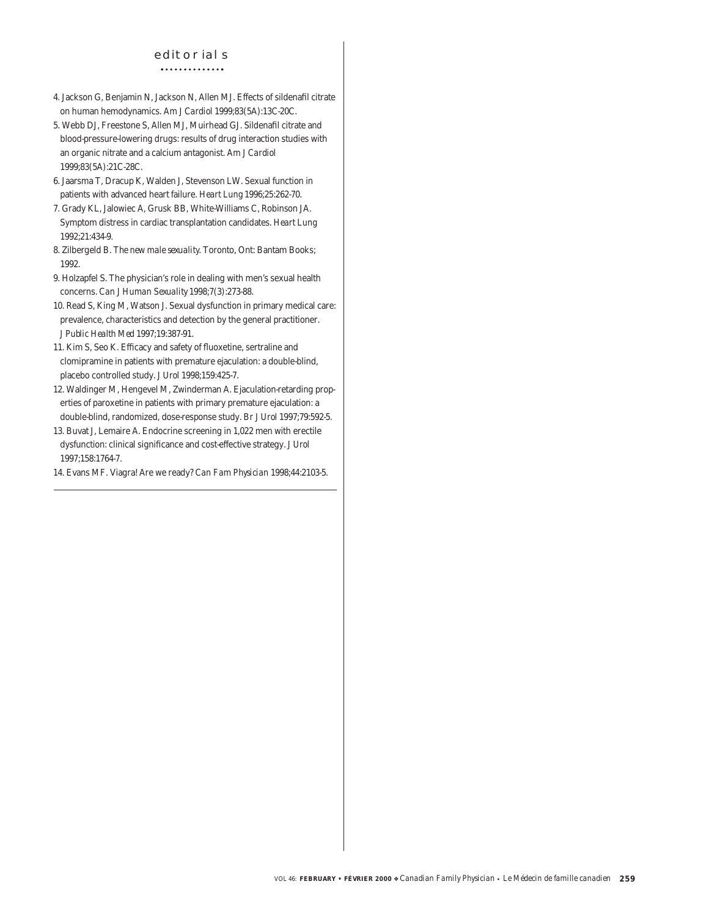4. Jackson G, Benjamin N, Jackson N, Allen MJ. Effects of sildenafil citrate on human hemodynamics. *Am J Cardiol* 1999;83(5A):13C-20C.
5. Webb DJ, Freestone S, Allen MJ, Muirhead GJ. Sildenafil citrate and blood-pressure-lowering drugs: results of drug interaction studies with an organic nitrate and a calcium antagonist. *Am J Cardiol* 1999;83(5A):21C-28C.
6. Jaarsma T, Dracup K, Walden J, Stevenson LW. Sexual function in patients with advanced heart failure. *Heart Lung* 1996;25:262-70.
7. Grady KL, Jalowiec A, Grusk BB, White-Williams C, Robinson JA. Symptom distress in cardiac transplantation candidates. *Heart Lung* 1992;21:434-9.
8. Zilbergeld B. *The new male sexuality*. Toronto, Ont: Bantam Books; 1992.
9. Holzapfel S. The physician's role in dealing with men's sexual health concerns. *Can J Human Sexuality* 1998;7(3):273-88.
10. Read S, King M, Watson J. Sexual dysfunction in primary medical care: prevalence, characteristics and detection by the general practitioner. *J Public Health Med* 1997;19:387-91.
11. Kim S, Seo K. Efficacy and safety of fluoxetine, sertraline and clomipramine in patients with premature ejaculation: a double-blind, placebo controlled study. *J Urol* 1998;159:425-7.
12. Waldinger M, Hengevel M, Zwinderman A. Ejaculation-retarding properties of paroxetine in patients with primary premature ejaculation: a double-blind, randomized, dose-response study. *Br J Urol* 1997;79:592-5.
13. Buvat J, Lemaire A. Endocrine screening in 1,022 men with erectile dysfunction: clinical significance and cost-effective strategy. *J Urol* 1997;158:1764-7.
14. Evans MF. Viagra! Are we ready? *Can Fam Physician* 1998;44:2103-5.